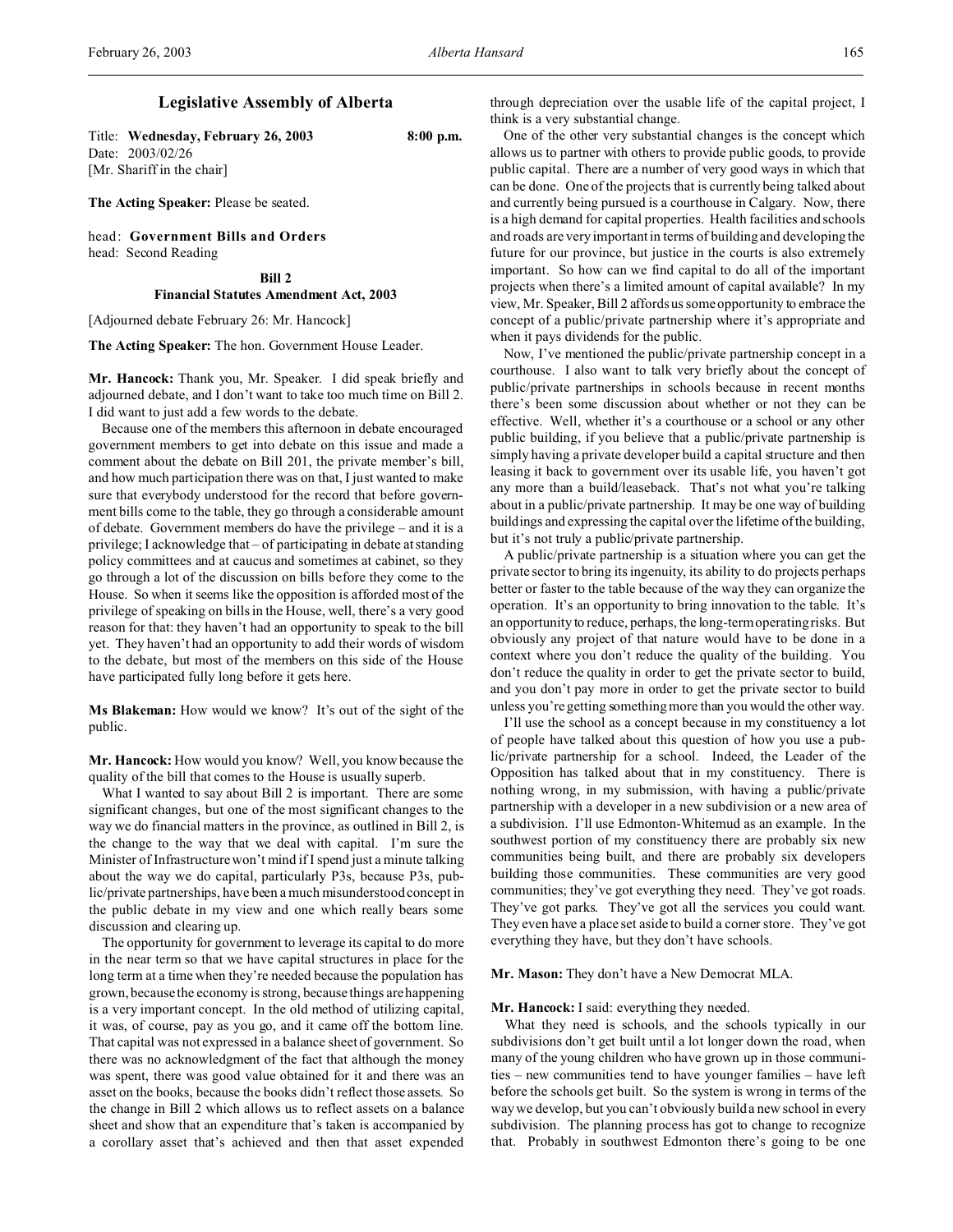# Legislative Assembly of Alberta

Title: **Wednesday, February 26, 2003** **8:00 p.m.**
Date: 2003/02/26
[Mr. Shariff in the chair]

**The Acting Speaker:** Please be seated.

head: **Government Bills and Orders**
head: Second Reading

### Bill 2
### Financial Statutes Amendment Act, 2003

[Adjourned debate February 26: Mr. Hancock]

**The Acting Speaker:** The hon. Government House Leader.

**Mr. Hancock:** Thank you, Mr. Speaker. I did speak briefly and adjourned debate, and I don't want to take too much time on Bill 2. I did want to just add a few words to the debate.

Because one of the members this afternoon in debate encouraged government members to get into debate on this issue and made a comment about the debate on Bill 201, the private member's bill, and how much participation there was on that, I just wanted to make sure that everybody understood for the record that before government bills come to the table, they go through a considerable amount of debate. Government members do have the privilege – and it is a privilege; I acknowledge that – of participating in debate at standing policy committees and at caucus and sometimes at cabinet, so they go through a lot of the discussion on bills before they come to the House. So when it seems like the opposition is afforded most of the privilege of speaking on bills in the House, well, there's a very good reason for that: they haven't had an opportunity to speak to the bill yet. They haven't had an opportunity to add their words of wisdom to the debate, but most of the members on this side of the House have participated fully long before it gets here.

**Ms Blakeman:** How would we know? It's out of the sight of the public.

**Mr. Hancock:** How would you know? Well, you know because the quality of the bill that comes to the House is usually superb.

What I wanted to say about Bill 2 is important. There are some significant changes, but one of the most significant changes to the way we do financial matters in the province, as outlined in Bill 2, is the change to the way that we deal with capital. I'm sure the Minister of Infrastructure won't mind if I spend just a minute talking about the way we do capital, particularly P3s, because P3s, public/private partnerships, have been a much misunderstood concept in the public debate in my view and one which really bears some discussion and clearing up.

The opportunity for government to leverage its capital to do more in the near term so that we have capital structures in place for the long term at a time when they're needed because the population has grown, because the economy is strong, because things are happening is a very important concept. In the old method of utilizing capital, it was, of course, pay as you go, and it came off the bottom line. That capital was not expressed in a balance sheet of government. So there was no acknowledgment of the fact that although the money was spent, there was good value obtained for it and there was an asset on the books, because the books didn't reflect those assets. So the change in Bill 2 which allows us to reflect assets on a balance sheet and show that an expenditure that's taken is accompanied by a corollary asset that's achieved and then that asset expended through depreciation over the usable life of the capital project, I think is a very substantial change.

One of the other very substantial changes is the concept which allows us to partner with others to provide public goods, to provide public capital. There are a number of very good ways in which that can be done. One of the projects that is currently being talked about and currently being pursued is a courthouse in Calgary. Now, there is a high demand for capital properties. Health facilities and schools and roads are very important in terms of building and developing the future for our province, but justice in the courts is also extremely important. So how can we find capital to do all of the important projects when there's a limited amount of capital available? In my view, Mr. Speaker, Bill 2 affords us some opportunity to embrace the concept of a public/private partnership where it's appropriate and when it pays dividends for the public.

Now, I've mentioned the public/private partnership concept in a courthouse. I also want to talk very briefly about the concept of public/private partnerships in schools because in recent months there's been some discussion about whether or not they can be effective. Well, whether it's a courthouse or a school or any other public building, if you believe that a public/private partnership is simply having a private developer build a capital structure and then leasing it back to government over its usable life, you haven't got any more than a build/leaseback. That's not what you're talking about in a public/private partnership. It may be one way of building buildings and expressing the capital over the lifetime of the building, but it's not truly a public/private partnership.

A public/private partnership is a situation where you can get the private sector to bring its ingenuity, its ability to do projects perhaps better or faster to the table because of the way they can organize the operation. It's an opportunity to bring innovation to the table. It's an opportunity to reduce, perhaps, the long-term operating risks. But obviously any project of that nature would have to be done in a context where you don't reduce the quality of the building. You don't reduce the quality in order to get the private sector to build, and you don't pay more in order to get the private sector to build unless you're getting something more than you would the other way.

I'll use the school as a concept because in my constituency a lot of people have talked about this question of how you use a public/private partnership for a school. Indeed, the Leader of the Opposition has talked about that in my constituency. There is nothing wrong, in my submission, with having a public/private partnership with a developer in a new subdivision or a new area of a subdivision. I'll use Edmonton-Whitemud as an example. In the southwest portion of my constituency there are probably six new communities being built, and there are probably six developers building those communities. These communities are very good communities; they've got everything they need. They've got roads. They've got parks. They've got all the services you could want. They even have a place set aside to build a corner store. They've got everything they have, but they don't have schools.

**Mr. Mason:** They don't have a New Democrat MLA.

**Mr. Hancock:** I said: everything they needed.

What they need is schools, and the schools typically in our subdivisions don't get built until a lot longer down the road, when many of the young children who have grown up in those communities – new communities tend to have younger families – have left before the schools get built. So the system is wrong in terms of the way we develop, but you can't obviously build a new school in every subdivision. The planning process has got to change to recognize that. Probably in southwest Edmonton there's going to be one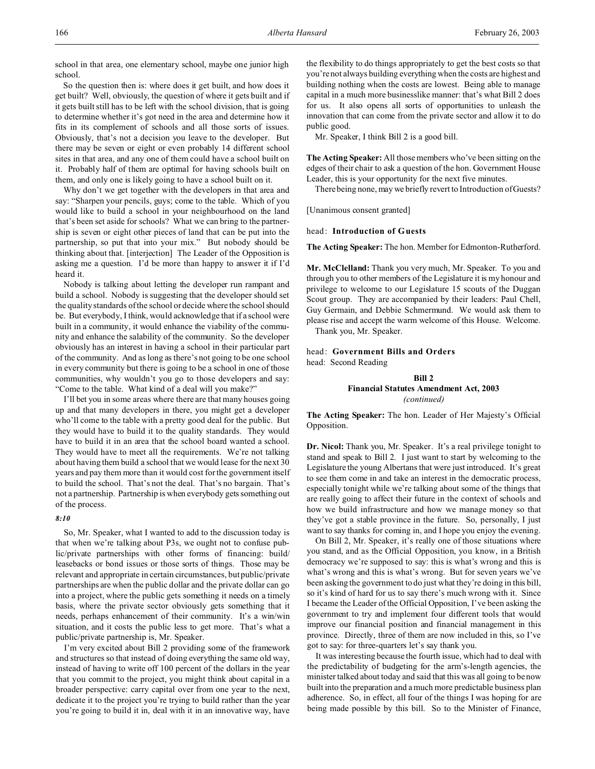school in that area, one elementary school, maybe one junior high school.

So the question then is: where does it get built, and how does it get built? Well, obviously, the question of where it gets built and if it gets built still has to be left with the school division, that is going to determine whether it's got need in the area and determine how it fits in its complement of schools and all those sorts of issues. Obviously, that's not a decision you leave to the developer. But there may be seven or eight or even probably 14 different school sites in that area, and any one of them could have a school built on it. Probably half of them are optimal for having schools built on them, and only one is likely going to have a school built on it.

Why don't we get together with the developers in that area and say: "Sharpen your pencils, guys; come to the table. Which of you would like to build a school in your neighbourhood on the land that's been set aside for schools? What we can bring to the partnership is seven or eight other pieces of land that can be put into the partnership, so put that into your mix." But nobody should be thinking about that. [interjection] The Leader of the Opposition is asking me a question. I'd be more than happy to answer it if I'd heard it.

Nobody is talking about letting the developer run rampant and build a school. Nobody is suggesting that the developer should set the quality standards of the school or decide where the school should be. But everybody, I think, would acknowledge that if a school were built in a community, it would enhance the viability of the community and enhance the salability of the community. So the developer obviously has an interest in having a school in their particular part of the community. And as long as there's not going to be one school in every community but there is going to be a school in one of those communities, why wouldn't you go to those developers and say: "Come to the table. What kind of a deal will you make?"

I'll bet you in some areas where there are that many houses going up and that many developers in there, you might get a developer who'll come to the table with a pretty good deal for the public. But they would have to build it to the quality standards. They would have to build it in an area that the school board wanted a school. They would have to meet all the requirements. We're not talking about having them build a school that we would lease for the next 30 years and pay them more than it would cost for the government itself to build the school. That's not the deal. That's no bargain. That's not a partnership. Partnership is when everybody gets something out of the process.

*8:10*

So, Mr. Speaker, what I wanted to add to the discussion today is that when we're talking about P3s, we ought not to confuse public/private partnerships with other forms of financing: build/leasebacks or bond issues or those sorts of things. Those may be relevant and appropriate in certain circumstances, but public/private partnerships are when the public dollar and the private dollar can go into a project, where the public gets something it needs on a timely basis, where the private sector obviously gets something that it needs, perhaps enhancement of their community. It's a win/win situation, and it costs the public less to get more. That's what a public/private partnership is, Mr. Speaker.

I'm very excited about Bill 2 providing some of the framework and structures so that instead of doing everything the same old way, instead of having to write off 100 percent of the dollars in the year that you commit to the project, you might think about capital in a broader perspective: carry capital over from one year to the next, dedicate it to the project you're trying to build rather than the year you're going to build it in, deal with it in an innovative way, have the flexibility to do things appropriately to get the best costs so that you're not always building everything when the costs are highest and building nothing when the costs are lowest. Being able to manage capital in a much more businesslike manner: that's what Bill 2 does for us. It also opens all sorts of opportunities to unleash the innovation that can come from the private sector and allow it to do public good.

Mr. Speaker, I think Bill 2 is a good bill.

**The Acting Speaker:** All those members who've been sitting on the edges of their chair to ask a question of the hon. Government House Leader, this is your opportunity for the next five minutes.

There being none, may we briefly revert to Introduction of Guests?

[Unanimous consent granted]

head: **Introduction of Guests**

**The Acting Speaker:** The hon. Member for Edmonton-Rutherford.

**Mr. McClelland:** Thank you very much, Mr. Speaker. To you and through you to other members of the Legislature it is my honour and privilege to welcome to our Legislature 15 scouts of the Duggan Scout group. They are accompanied by their leaders: Paul Chell, Guy Germain, and Debbie Schmermund. We would ask them to please rise and accept the warm welcome of this House. Welcome.

Thank you, Mr. Speaker.

head: **Government Bills and Orders**
head: Second Reading

## Bill 2
## Financial Statutes Amendment Act, 2003
*(continued)*

**The Acting Speaker:** The hon. Leader of Her Majesty's Official Opposition.

**Dr. Nicol:** Thank you, Mr. Speaker. It's a real privilege tonight to stand and speak to Bill 2. I just want to start by welcoming to the Legislature the young Albertans that were just introduced. It's great to see them come in and take an interest in the democratic process, especially tonight while we're talking about some of the things that are really going to affect their future in the context of schools and how we build infrastructure and how we manage money so that they've got a stable province in the future. So, personally, I just want to say thanks for coming in, and I hope you enjoy the evening.

On Bill 2, Mr. Speaker, it's really one of those situations where you stand, and as the Official Opposition, you know, in a British democracy we're supposed to say: this is what's wrong and this is what's wrong and this is what's wrong. But for seven years we've been asking the government to do just what they're doing in this bill, so it's kind of hard for us to say there's much wrong with it. Since I became the Leader of the Official Opposition, I've been asking the government to try and implement four different tools that would improve our financial position and financial management in this province. Directly, three of them are now included in this, so I've got to say: for three-quarters let's say thank you.

It was interesting because the fourth issue, which had to deal with the predictability of budgeting for the arm's-length agencies, the minister talked about today and said that this was all going to be now built into the preparation and a much more predictable business plan adherence. So, in effect, all four of the things I was hoping for are being made possible by this bill. So to the Minister of Finance,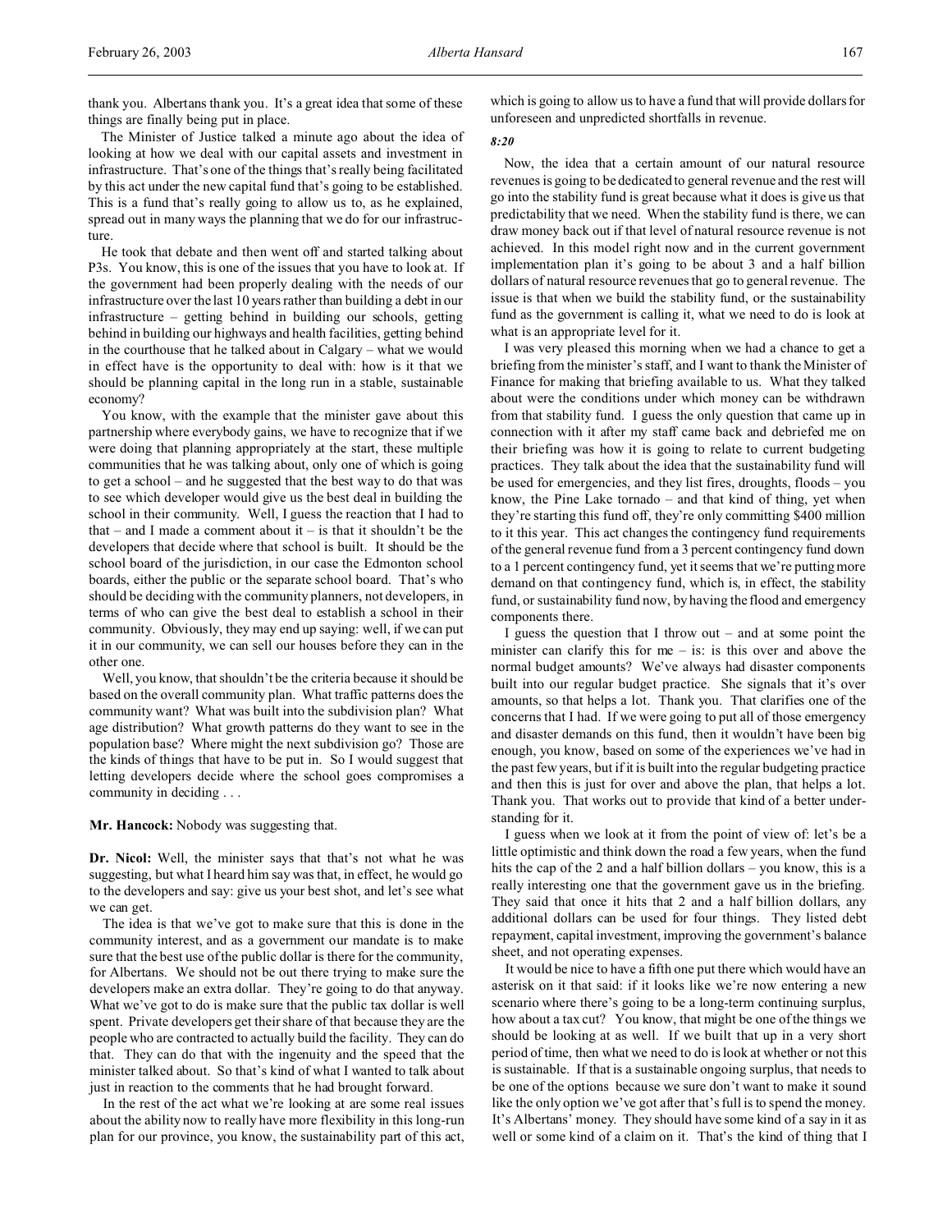thank you. Albertans thank you. It's a great idea that some of these things are finally being put in place.

The Minister of Justice talked a minute ago about the idea of looking at how we deal with our capital assets and investment in infrastructure. That's one of the things that's really being facilitated by this act under the new capital fund that's going to be established. This is a fund that's really going to allow us to, as he explained, spread out in many ways the planning that we do for our infrastructure.

He took that debate and then went off and started talking about P3s. You know, this is one of the issues that you have to look at. If the government had been properly dealing with the needs of our infrastructure over the last 10 years rather than building a debt in our infrastructure – getting behind in building our schools, getting behind in building our highways and health facilities, getting behind in the courthouse that he talked about in Calgary – what we would in effect have is the opportunity to deal with: how is it that we should be planning capital in the long run in a stable, sustainable economy?

You know, with the example that the minister gave about this partnership where everybody gains, we have to recognize that if we were doing that planning appropriately at the start, these multiple communities that he was talking about, only one of which is going to get a school – and he suggested that the best way to do that was to see which developer would give us the best deal in building the school in their community. Well, I guess the reaction that I had to that – and I made a comment about it – is that it shouldn't be the developers that decide where that school is built. It should be the school board of the jurisdiction, in our case the Edmonton school boards, either the public or the separate school board. That's who should be deciding with the community planners, not developers, in terms of who can give the best deal to establish a school in their community. Obviously, they may end up saying: well, if we can put it in our community, we can sell our houses before they can in the other one.

Well, you know, that shouldn't be the criteria because it should be based on the overall community plan. What traffic patterns does the community want? What was built into the subdivision plan? What age distribution? What growth patterns do they want to see in the population base? Where might the next subdivision go? Those are the kinds of things that have to be put in. So I would suggest that letting developers decide where the school goes compromises a community in deciding . . .

**Mr. Hancock:** Nobody was suggesting that.

**Dr. Nicol:** Well, the minister says that that's not what he was suggesting, but what I heard him say was that, in effect, he would go to the developers and say: give us your best shot, and let's see what we can get.

The idea is that we've got to make sure that this is done in the community interest, and as a government our mandate is to make sure that the best use of the public dollar is there for the community, for Albertans. We should not be out there trying to make sure the developers make an extra dollar. They're going to do that anyway. What we've got to do is make sure that the public tax dollar is well spent. Private developers get their share of that because they are the people who are contracted to actually build the facility. They can do that. They can do that with the ingenuity and the speed that the minister talked about. So that's kind of what I wanted to talk about just in reaction to the comments that he had brought forward.

In the rest of the act what we're looking at are some real issues about the ability now to really have more flexibility in this long-run plan for our province, you know, the sustainability part of this act, which is going to allow us to have a fund that will provide dollars for unforeseen and unpredicted shortfalls in revenue.

*8:20*

Now, the idea that a certain amount of our natural resource revenues is going to be dedicated to general revenue and the rest will go into the stability fund is great because what it does is give us that predictability that we need. When the stability fund is there, we can draw money back out if that level of natural resource revenue is not achieved. In this model right now and in the current government implementation plan it's going to be about 3 and a half billion dollars of natural resource revenues that go to general revenue. The issue is that when we build the stability fund, or the sustainability fund as the government is calling it, what we need to do is look at what is an appropriate level for it.

I was very pleased this morning when we had a chance to get a briefing from the minister's staff, and I want to thank the Minister of Finance for making that briefing available to us. What they talked about were the conditions under which money can be withdrawn from that stability fund. I guess the only question that came up in connection with it after my staff came back and debriefed me on their briefing was how it is going to relate to current budgeting practices. They talk about the idea that the sustainability fund will be used for emergencies, and they list fires, droughts, floods – you know, the Pine Lake tornado – and that kind of thing, yet when they're starting this fund off, they're only committing $400 million to it this year. This act changes the contingency fund requirements of the general revenue fund from a 3 percent contingency fund down to a 1 percent contingency fund, yet it seems that we're putting more demand on that contingency fund, which is, in effect, the stability fund, or sustainability fund now, by having the flood and emergency components there.

I guess the question that I throw out – and at some point the minister can clarify this for me – is: is this over and above the normal budget amounts? We've always had disaster components built into our regular budget practice. She signals that it's over amounts, so that helps a lot. Thank you. That clarifies one of the concerns that I had. If we were going to put all of those emergency and disaster demands on this fund, then it wouldn't have been big enough, you know, based on some of the experiences we've had in the past few years, but if it is built into the regular budgeting practice and then this is just for over and above the plan, that helps a lot. Thank you. That works out to provide that kind of a better understanding for it.

I guess when we look at it from the point of view of: let's be a little optimistic and think down the road a few years, when the fund hits the cap of the 2 and a half billion dollars – you know, this is a really interesting one that the government gave us in the briefing. They said that once it hits that 2 and a half billion dollars, any additional dollars can be used for four things. They listed debt repayment, capital investment, improving the government's balance sheet, and not operating expenses.

It would be nice to have a fifth one put there which would have an asterisk on it that said: if it looks like we're now entering a new scenario where there's going to be a long-term continuing surplus, how about a tax cut? You know, that might be one of the things we should be looking at as well. If we built that up in a very short period of time, then what we need to do is look at whether or not this is sustainable. If that is a sustainable ongoing surplus, that needs to be one of the options because we sure don't want to make it sound like the only option we've got after that's full is to spend the money. It's Albertans' money. They should have some kind of a say in it as well or some kind of a claim on it. That's the kind of thing that I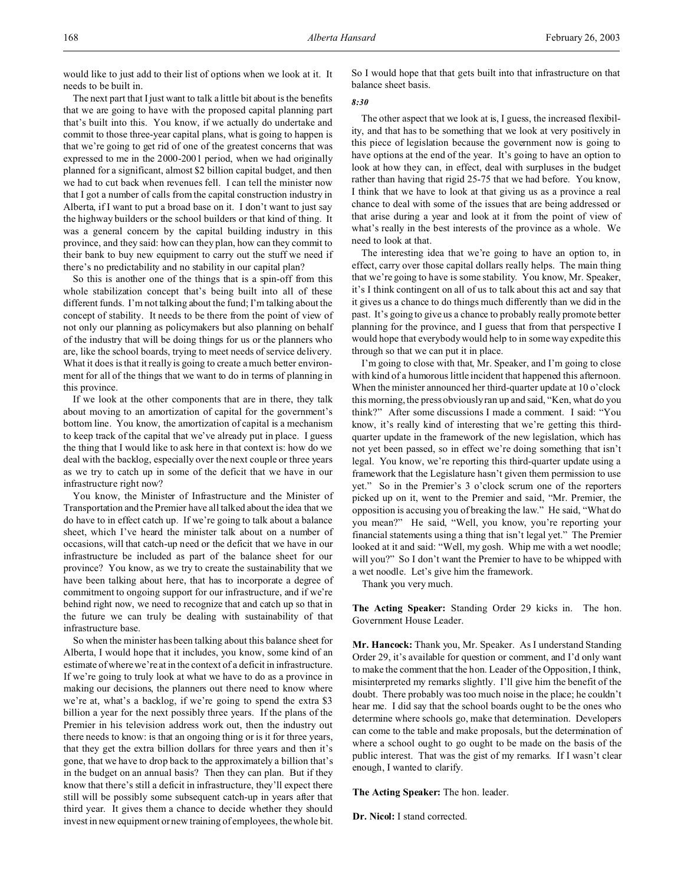would like to just add to their list of options when we look at it. It needs to be built in.

The next part that I just want to talk a little bit about is the benefits that we are going to have with the proposed capital planning part that's built into this. You know, if we actually do undertake and commit to those three-year capital plans, what is going to happen is that we're going to get rid of one of the greatest concerns that was expressed to me in the 2000-2001 period, when we had originally planned for a significant, almost $2 billion capital budget, and then we had to cut back when revenues fell. I can tell the minister now that I got a number of calls from the capital construction industry in Alberta, if I want to put a broad base on it. I don't want to just say the highway builders or the school builders or that kind of thing. It was a general concern by the capital building industry in this province, and they said: how can they plan, how can they commit to their bank to buy new equipment to carry out the stuff we need if there's no predictability and no stability in our capital plan?

So this is another one of the things that is a spin-off from this whole stabilization concept that's being built into all of these different funds. I'm not talking about the fund; I'm talking about the concept of stability. It needs to be there from the point of view of not only our planning as policymakers but also planning on behalf of the industry that will be doing things for us or the planners who are, like the school boards, trying to meet needs of service delivery. What it does is that it really is going to create a much better environment for all of the things that we want to do in terms of planning in this province.

If we look at the other components that are in there, they talk about moving to an amortization of capital for the government's bottom line. You know, the amortization of capital is a mechanism to keep track of the capital that we've already put in place. I guess the thing that I would like to ask here in that context is: how do we deal with the backlog, especially over the next couple or three years as we try to catch up in some of the deficit that we have in our infrastructure right now?

You know, the Minister of Infrastructure and the Minister of Transportation and the Premier have all talked about the idea that we do have to in effect catch up. If we're going to talk about a balance sheet, which I've heard the minister talk about on a number of occasions, will that catch-up need or the deficit that we have in our infrastructure be included as part of the balance sheet for our province? You know, as we try to create the sustainability that we have been talking about here, that has to incorporate a degree of commitment to ongoing support for our infrastructure, and if we're behind right now, we need to recognize that and catch up so that in the future we can truly be dealing with sustainability of that infrastructure base.

So when the minister has been talking about this balance sheet for Alberta, I would hope that it includes, you know, some kind of an estimate of where we're at in the context of a deficit in infrastructure. If we're going to truly look at what we have to do as a province in making our decisions, the planners out there need to know where we're at, what's a backlog, if we're going to spend the extra $3 billion a year for the next possibly three years. If the plans of the Premier in his television address work out, then the industry out there needs to know: is that an ongoing thing or is it for three years, that they get the extra billion dollars for three years and then it's gone, that we have to drop back to the approximately a billion that's in the budget on an annual basis? Then they can plan. But if they know that there's still a deficit in infrastructure, they'll expect there still will be possibly some subsequent catch-up in years after that third year. It gives them a chance to decide whether they should invest in new equipment or new training of employees, the whole bit. So I would hope that that gets built into that infrastructure on that balance sheet basis.

*8:30*

The other aspect that we look at is, I guess, the increased flexibility, and that has to be something that we look at very positively in this piece of legislation because the government now is going to have options at the end of the year. It's going to have an option to look at how they can, in effect, deal with surpluses in the budget rather than having that rigid 25-75 that we had before. You know, I think that we have to look at that giving us as a province a real chance to deal with some of the issues that are being addressed or that arise during a year and look at it from the point of view of what's really in the best interests of the province as a whole. We need to look at that.

The interesting idea that we're going to have an option to, in effect, carry over those capital dollars really helps. The main thing that we're going to have is some stability. You know, Mr. Speaker, it's I think contingent on all of us to talk about this act and say that it gives us a chance to do things much differently than we did in the past. It's going to give us a chance to probably really promote better planning for the province, and I guess that from that perspective I would hope that everybody would help to in some way expedite this through so that we can put it in place.

I'm going to close with that, Mr. Speaker, and I'm going to close with kind of a humorous little incident that happened this afternoon. When the minister announced her third-quarter update at 10 o'clock this morning, the press obviously ran up and said, "Ken, what do you think?" After some discussions I made a comment. I said: "You know, it's really kind of interesting that we're getting this third-quarter update in the framework of the new legislation, which has not yet been passed, so in effect we're doing something that isn't legal. You know, we're reporting this third-quarter update using a framework that the Legislature hasn't given them permission to use yet." So in the Premier's 3 o'clock scrum one of the reporters picked up on it, went to the Premier and said, "Mr. Premier, the opposition is accusing you of breaking the law." He said, "What do you mean?" He said, "Well, you know, you're reporting your financial statements using a thing that isn't legal yet." The Premier looked at it and said: "Well, my gosh. Whip me with a wet noodle; will you?" So I don't want the Premier to have to be whipped with a wet noodle. Let's give him the framework.

Thank you very much.

**The Acting Speaker:** Standing Order 29 kicks in. The hon. Government House Leader.

**Mr. Hancock:** Thank you, Mr. Speaker. As I understand Standing Order 29, it's available for question or comment, and I'd only want to make the comment that the hon. Leader of the Opposition, I think, misinterpreted my remarks slightly. I'll give him the benefit of the doubt. There probably was too much noise in the place; he couldn't hear me. I did say that the school boards ought to be the ones who determine where schools go, make that determination. Developers can come to the table and make proposals, but the determination of where a school ought to go ought to be made on the basis of the public interest. That was the gist of my remarks. If I wasn't clear enough, I wanted to clarify.

**The Acting Speaker:** The hon. leader.

**Dr. Nicol:** I stand corrected.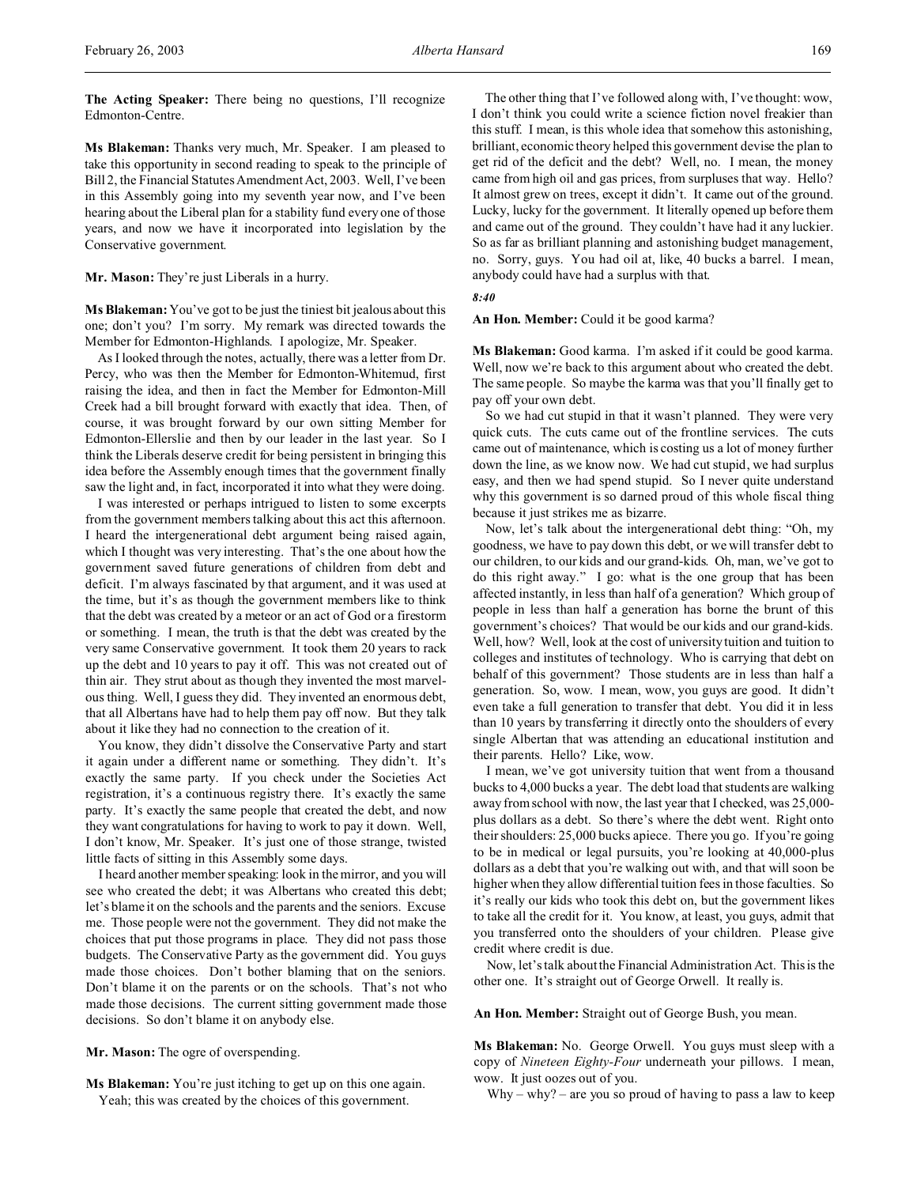**The Acting Speaker:** There being no questions, I'll recognize Edmonton-Centre.

**Ms Blakeman:** Thanks very much, Mr. Speaker. I am pleased to take this opportunity in second reading to speak to the principle of Bill 2, the Financial Statutes Amendment Act, 2003. Well, I've been in this Assembly going into my seventh year now, and I've been hearing about the Liberal plan for a stability fund every one of those years, and now we have it incorporated into legislation by the Conservative government.

**Mr. Mason:** They're just Liberals in a hurry.

**Ms Blakeman:** You've got to be just the tiniest bit jealous about this one; don't you? I'm sorry. My remark was directed towards the Member for Edmonton-Highlands. I apologize, Mr. Speaker.

As I looked through the notes, actually, there was a letter from Dr. Percy, who was then the Member for Edmonton-Whitemud, first raising the idea, and then in fact the Member for Edmonton-Mill Creek had a bill brought forward with exactly that idea. Then, of course, it was brought forward by our own sitting Member for Edmonton-Ellerslie and then by our leader in the last year. So I think the Liberals deserve credit for being persistent in bringing this idea before the Assembly enough times that the government finally saw the light and, in fact, incorporated it into what they were doing.

I was interested or perhaps intrigued to listen to some excerpts from the government members talking about this act this afternoon. I heard the intergenerational debt argument being raised again, which I thought was very interesting. That's the one about how the government saved future generations of children from debt and deficit. I'm always fascinated by that argument, and it was used at the time, but it's as though the government members like to think that the debt was created by a meteor or an act of God or a firestorm or something. I mean, the truth is that the debt was created by the very same Conservative government. It took them 20 years to rack up the debt and 10 years to pay it off. This was not created out of thin air. They strut about as though they invented the most marvelous thing. Well, I guess they did. They invented an enormous debt, that all Albertans have had to help them pay off now. But they talk about it like they had no connection to the creation of it.

You know, they didn't dissolve the Conservative Party and start it again under a different name or something. They didn't. It's exactly the same party. If you check under the Societies Act registration, it's a continuous registry there. It's exactly the same party. It's exactly the same people that created the debt, and now they want congratulations for having to work to pay it down. Well, I don't know, Mr. Speaker. It's just one of those strange, twisted little facts of sitting in this Assembly some days.

I heard another member speaking: look in the mirror, and you will see who created the debt; it was Albertans who created this debt; let's blame it on the schools and the parents and the seniors. Excuse me. Those people were not the government. They did not make the choices that put those programs in place. They did not pass those budgets. The Conservative Party as the government did. You guys made those choices. Don't bother blaming that on the seniors. Don't blame it on the parents or on the schools. That's not who made those decisions. The current sitting government made those decisions. So don't blame it on anybody else.

**Mr. Mason:** The ogre of overspending.

**Ms Blakeman:** You're just itching to get up on this one again. Yeah; this was created by the choices of this government.

The other thing that I've followed along with, I've thought: wow, I don't think you could write a science fiction novel freakier than this stuff. I mean, is this whole idea that somehow this astonishing, brilliant, economic theory helped this government devise the plan to get rid of the deficit and the debt? Well, no. I mean, the money came from high oil and gas prices, from surpluses that way. Hello? It almost grew on trees, except it didn't. It came out of the ground. Lucky, lucky for the government. It literally opened up before them and came out of the ground. They couldn't have had it any luckier. So as far as brilliant planning and astonishing budget management, no. Sorry, guys. You had oil at, like, 40 bucks a barrel. I mean, anybody could have had a surplus with that.

*8:40*

**An Hon. Member:** Could it be good karma?

**Ms Blakeman:** Good karma. I'm asked if it could be good karma. Well, now we're back to this argument about who created the debt. The same people. So maybe the karma was that you'll finally get to pay off your own debt.

So we had cut stupid in that it wasn't planned. They were very quick cuts. The cuts came out of the frontline services. The cuts came out of maintenance, which is costing us a lot of money further down the line, as we know now. We had cut stupid, we had surplus easy, and then we had spend stupid. So I never quite understand why this government is so darned proud of this whole fiscal thing because it just strikes me as bizarre.

Now, let's talk about the intergenerational debt thing: "Oh, my goodness, we have to pay down this debt, or we will transfer debt to our children, to our kids and our grand-kids. Oh, man, we've got to do this right away." I go: what is the one group that has been affected instantly, in less than half of a generation? Which group of people in less than half a generation has borne the brunt of this government's choices? That would be our kids and our grand-kids. Well, how? Well, look at the cost of university tuition and tuition to colleges and institutes of technology. Who is carrying that debt on behalf of this government? Those students are in less than half a generation. So, wow. I mean, wow, you guys are good. It didn't even take a full generation to transfer that debt. You did it in less than 10 years by transferring it directly onto the shoulders of every single Albertan that was attending an educational institution and their parents. Hello? Like, wow.

I mean, we've got university tuition that went from a thousand bucks to 4,000 bucks a year. The debt load that students are walking away from school with now, the last year that I checked, was 25,000-plus dollars as a debt. So there's where the debt went. Right onto their shoulders: 25,000 bucks apiece. There you go. If you're going to be in medical or legal pursuits, you're looking at 40,000-plus dollars as a debt that you're walking out with, and that will soon be higher when they allow differential tuition fees in those faculties. So it's really our kids who took this debt on, but the government likes to take all the credit for it. You know, at least, you guys, admit that you transferred onto the shoulders of your children. Please give credit where credit is due.

Now, let's talk about the Financial Administration Act. This is the other one. It's straight out of George Orwell. It really is.

**An Hon. Member:** Straight out of George Bush, you mean.

**Ms Blakeman:** No. George Orwell. You guys must sleep with a copy of *Nineteen Eighty-Four* underneath your pillows. I mean, wow. It just oozes out of you.

Why – why? – are you so proud of having to pass a law to keep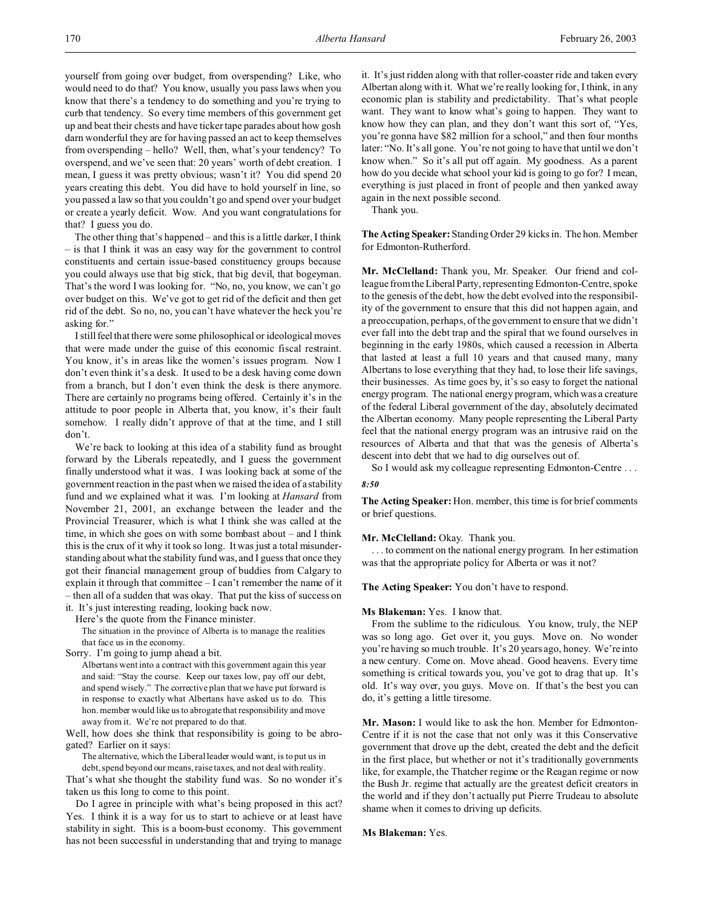yourself from going over budget, from overspending? Like, who would need to do that? You know, usually you pass laws when you know that there's a tendency to do something and you're trying to curb that tendency. So every time members of this government get up and beat their chests and have ticker tape parades about how gosh darn wonderful they are for having passed an act to keep themselves from overspending – hello? Well, then, what's your tendency? To overspend, and we've seen that: 20 years' worth of debt creation. I mean, I guess it was pretty obvious; wasn't it? You did spend 20 years creating this debt. You did have to hold yourself in line, so you passed a law so that you couldn't go and spend over your budget or create a yearly deficit. Wow. And you want congratulations for that? I guess you do.

The other thing that's happened – and this is a little darker, I think – is that I think it was an easy way for the government to control constituents and certain issue-based constituency groups because you could always use that big stick, that big devil, that bogeyman. That's the word I was looking for. "No, no, you know, we can't go over budget on this. We've got to get rid of the deficit and then get rid of the debt. So no, no, you can't have whatever the heck you're asking for."

I still feel that there were some philosophical or ideological moves that were made under the guise of this economic fiscal restraint. You know, it's in areas like the women's issues program. Now I don't even think it's a desk. It used to be a desk having come down from a branch, but I don't even think the desk is there anymore. There are certainly no programs being offered. Certainly it's in the attitude to poor people in Alberta that, you know, it's their fault somehow. I really didn't approve of that at the time, and I still don't.

We're back to looking at this idea of a stability fund as brought forward by the Liberals repeatedly, and I guess the government finally understood what it was. I was looking back at some of the government reaction in the past when we raised the idea of a stability fund and we explained what it was. I'm looking at *Hansard* from November 21, 2001, an exchange between the leader and the Provincial Treasurer, which is what I think she was called at the time, in which she goes on with some bombast about – and I think this is the crux of it why it took so long. It was just a total misunderstanding about what the stability fund was, and I guess that once they got their financial management group of buddies from Calgary to explain it through that committee – I can't remember the name of it – then all of a sudden that was okay. That put the kiss of success on it. It's just interesting reading, looking back now.

Here's the quote from the Finance minister.

> The situation in the province of Alberta is to manage the realities that face us in the economy.

Sorry. I'm going to jump ahead a bit.

> Albertans went into a contract with this government again this year and said: "Stay the course. Keep our taxes low, pay off our debt, and spend wisely." The corrective plan that we have put forward is in response to exactly what Albertans have asked us to do. This hon. member would like us to abrogate that responsibility and move away from it. We're not prepared to do that.

Well, how does she think that responsibility is going to be abrogated? Earlier on it says:

> The alternative, which the Liberal leader would want, is to put us in debt, spend beyond our means, raise taxes, and not deal with reality.

That's what she thought the stability fund was. So no wonder it's taken us this long to come to this point.

Do I agree in principle with what's being proposed in this act? Yes. I think it is a way for us to start to achieve or at least have stability in sight. This is a boom-bust economy. This government has not been successful in understanding that and trying to manage it. It's just ridden along with that roller-coaster ride and taken every Albertan along with it. What we're really looking for, I think, in any economic plan is stability and predictability. That's what people want. They want to know what's going to happen. They want to know how they can plan, and they don't want this sort of, "Yes, you're gonna have $82 million for a school," and then four months later: "No. It's all gone. You're not going to have that until we don't know when." So it's all put off again. My goodness. As a parent how do you decide what school your kid is going to go for? I mean, everything is just placed in front of people and then yanked away again in the next possible second.

Thank you.

**The Acting Speaker:** Standing Order 29 kicks in. The hon. Member for Edmonton-Rutherford.

**Mr. McClelland:** Thank you, Mr. Speaker. Our friend and colleague from the Liberal Party, representing Edmonton-Centre, spoke to the genesis of the debt, how the debt evolved into the responsibility of the government to ensure that this did not happen again, and a preoccupation, perhaps, of the government to ensure that we didn't ever fall into the debt trap and the spiral that we found ourselves in beginning in the early 1980s, which caused a recession in Alberta that lasted at least a full 10 years and that caused many, many Albertans to lose everything that they had, to lose their life savings, their businesses. As time goes by, it's so easy to forget the national energy program. The national energy program, which was a creature of the federal Liberal government of the day, absolutely decimated the Albertan economy. Many people representing the Liberal Party feel that the national energy program was an intrusive raid on the resources of Alberta and that that was the genesis of Alberta's descent into debt that we had to dig ourselves out of.

So I would ask my colleague representing Edmonton-Centre . . .

*8:50*

**The Acting Speaker:** Hon. member, this time is for brief comments or brief questions.

**Mr. McClelland:** Okay. Thank you.

. . . to comment on the national energy program. In her estimation was that the appropriate policy for Alberta or was it not?

**The Acting Speaker:** You don't have to respond.

**Ms Blakeman:** Yes. I know that.

From the sublime to the ridiculous. You know, truly, the NEP was so long ago. Get over it, you guys. Move on. No wonder you're having so much trouble. It's 20 years ago, honey. We're into a new century. Come on. Move ahead. Good heavens. Every time something is critical towards you, you've got to drag that up. It's old. It's way over, you guys. Move on. If that's the best you can do, it's getting a little tiresome.

**Mr. Mason:** I would like to ask the hon. Member for Edmonton-Centre if it is not the case that not only was it this Conservative government that drove up the debt, created the debt and the deficit in the first place, but whether or not it's traditionally governments like, for example, the Thatcher regime or the Reagan regime or now the Bush Jr. regime that actually are the greatest deficit creators in the world and if they don't actually put Pierre Trudeau to absolute shame when it comes to driving up deficits.

**Ms Blakeman:** Yes.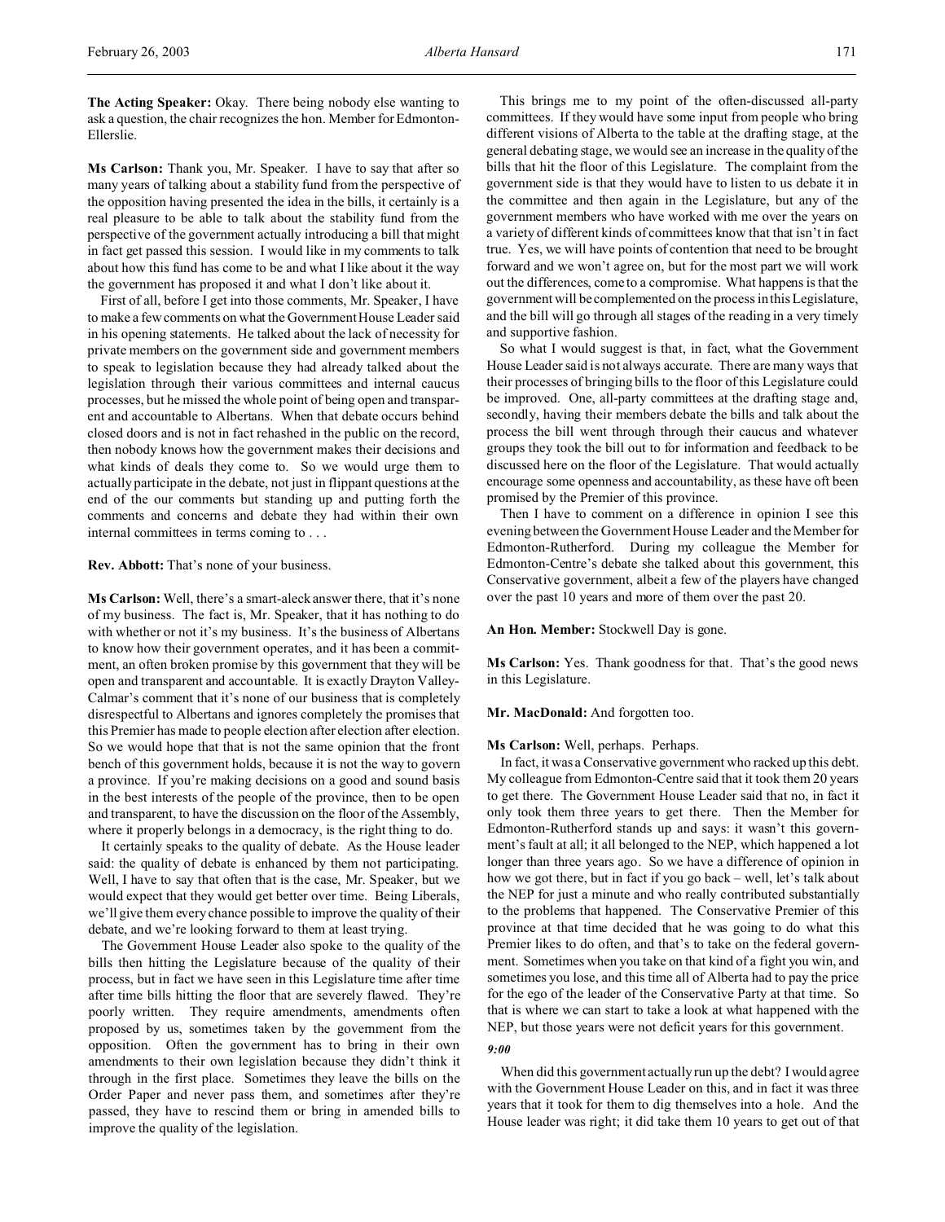**The Acting Speaker:** Okay. There being nobody else wanting to ask a question, the chair recognizes the hon. Member for Edmonton-Ellerslie.

**Ms Carlson:** Thank you, Mr. Speaker. I have to say that after so many years of talking about a stability fund from the perspective of the opposition having presented the idea in the bills, it certainly is a real pleasure to be able to talk about the stability fund from the perspective of the government actually introducing a bill that might in fact get passed this session. I would like in my comments to talk about how this fund has come to be and what I like about it the way the government has proposed it and what I don't like about it.

First of all, before I get into those comments, Mr. Speaker, I have to make a few comments on what the Government House Leader said in his opening statements. He talked about the lack of necessity for private members on the government side and government members to speak to legislation because they had already talked about the legislation through their various committees and internal caucus processes, but he missed the whole point of being open and transparent and accountable to Albertans. When that debate occurs behind closed doors and is not in fact rehashed in the public on the record, then nobody knows how the government makes their decisions and what kinds of deals they come to. So we would urge them to actually participate in the debate, not just in flippant questions at the end of the our comments but standing up and putting forth the comments and concerns and debate they had within their own internal committees in terms coming to . . .

**Rev. Abbott:** That's none of your business.

**Ms Carlson:** Well, there's a smart-aleck answer there, that it's none of my business. The fact is, Mr. Speaker, that it has nothing to do with whether or not it's my business. It's the business of Albertans to know how their government operates, and it has been a commitment, an often broken promise by this government that they will be open and transparent and accountable. It is exactly Drayton Valley-Calmar's comment that it's none of our business that is completely disrespectful to Albertans and ignores completely the promises that this Premier has made to people election after election after election. So we would hope that that is not the same opinion that the front bench of this government holds, because it is not the way to govern a province. If you're making decisions on a good and sound basis in the best interests of the people of the province, then to be open and transparent, to have the discussion on the floor of the Assembly, where it properly belongs in a democracy, is the right thing to do.

It certainly speaks to the quality of debate. As the House leader said: the quality of debate is enhanced by them not participating. Well, I have to say that often that is the case, Mr. Speaker, but we would expect that they would get better over time. Being Liberals, we'll give them every chance possible to improve the quality of their debate, and we're looking forward to them at least trying.

The Government House Leader also spoke to the quality of the bills then hitting the Legislature because of the quality of their process, but in fact we have seen in this Legislature time after time after time bills hitting the floor that are severely flawed. They're poorly written. They require amendments, amendments often proposed by us, sometimes taken by the government from the opposition. Often the government has to bring in their own amendments to their own legislation because they didn't think it through in the first place. Sometimes they leave the bills on the Order Paper and never pass them, and sometimes after they're passed, they have to rescind them or bring in amended bills to improve the quality of the legislation.

This brings me to my point of the often-discussed all-party committees. If they would have some input from people who bring different visions of Alberta to the table at the drafting stage, at the general debating stage, we would see an increase in the quality of the bills that hit the floor of this Legislature. The complaint from the government side is that they would have to listen to us debate it in the committee and then again in the Legislature, but any of the government members who have worked with me over the years on a variety of different kinds of committees know that that isn't in fact true. Yes, we will have points of contention that need to be brought forward and we won't agree on, but for the most part we will work out the differences, come to a compromise. What happens is that the government will be complemented on the process in this Legislature, and the bill will go through all stages of the reading in a very timely and supportive fashion.

So what I would suggest is that, in fact, what the Government House Leader said is not always accurate. There are many ways that their processes of bringing bills to the floor of this Legislature could be improved. One, all-party committees at the drafting stage and, secondly, having their members debate the bills and talk about the process the bill went through through their caucus and whatever groups they took the bill out to for information and feedback to be discussed here on the floor of the Legislature. That would actually encourage some openness and accountability, as these have oft been promised by the Premier of this province.

Then I have to comment on a difference in opinion I see this evening between the Government House Leader and the Member for Edmonton-Rutherford. During my colleague the Member for Edmonton-Centre's debate she talked about this government, this Conservative government, albeit a few of the players have changed over the past 10 years and more of them over the past 20.

**An Hon. Member:** Stockwell Day is gone.

**Ms Carlson:** Yes. Thank goodness for that. That's the good news in this Legislature.

**Mr. MacDonald:** And forgotten too.

**Ms Carlson:** Well, perhaps. Perhaps.

In fact, it was a Conservative government who racked up this debt. My colleague from Edmonton-Centre said that it took them 20 years to get there. The Government House Leader said that no, in fact it only took them three years to get there. Then the Member for Edmonton-Rutherford stands up and says: it wasn't this government's fault at all; it all belonged to the NEP, which happened a lot longer than three years ago. So we have a difference of opinion in how we got there, but in fact if you go back – well, let's talk about the NEP for just a minute and who really contributed substantially to the problems that happened. The Conservative Premier of this province at that time decided that he was going to do what this Premier likes to do often, and that's to take on the federal government. Sometimes when you take on that kind of a fight you win, and sometimes you lose, and this time all of Alberta had to pay the price for the ego of the leader of the Conservative Party at that time. So that is where we can start to take a look at what happened with the NEP, but those years were not deficit years for this government.

*9:00*

When did this government actually run up the debt? I would agree with the Government House Leader on this, and in fact it was three years that it took for them to dig themselves into a hole. And the House leader was right; it did take them 10 years to get out of that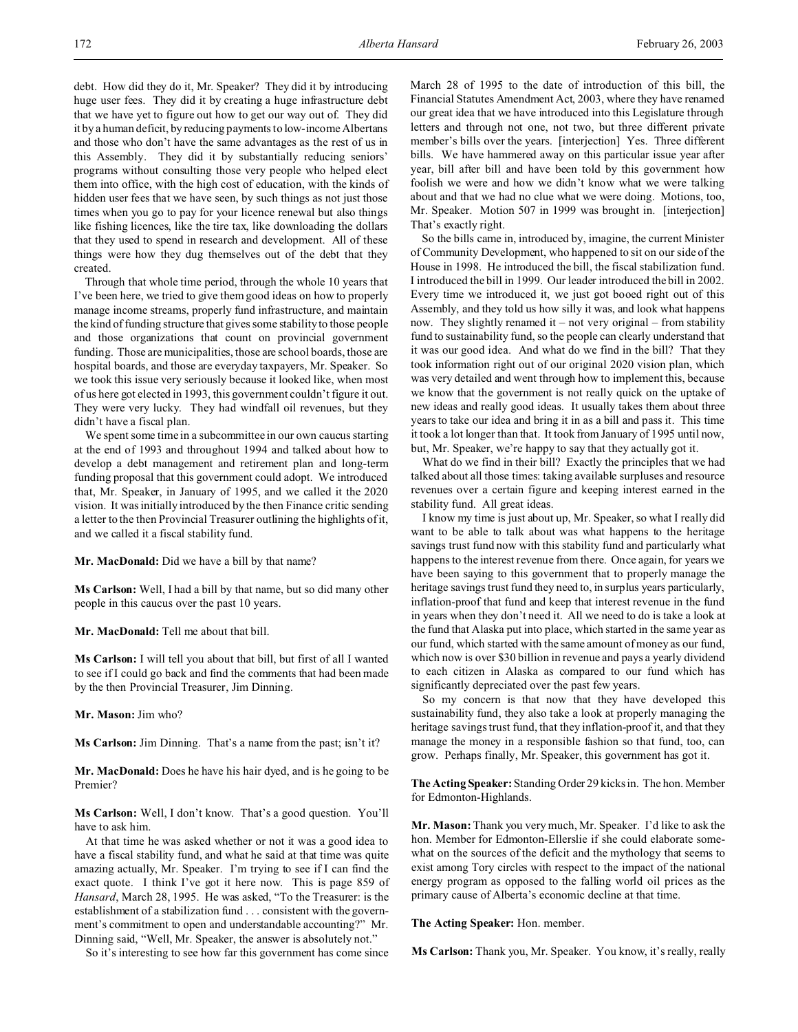debt. How did they do it, Mr. Speaker? They did it by introducing huge user fees. They did it by creating a huge infrastructure debt that we have yet to figure out how to get our way out of. They did it by a human deficit, by reducing payments to low-income Albertans and those who don't have the same advantages as the rest of us in this Assembly. They did it by substantially reducing seniors' programs without consulting those very people who helped elect them into office, with the high cost of education, with the kinds of hidden user fees that we have seen, by such things as not just those times when you go to pay for your licence renewal but also things like fishing licences, like the tire tax, like downloading the dollars that they used to spend in research and development. All of these things were how they dug themselves out of the debt that they created.

Through that whole time period, through the whole 10 years that I've been here, we tried to give them good ideas on how to properly manage income streams, properly fund infrastructure, and maintain the kind of funding structure that gives some stability to those people and those organizations that count on provincial government funding. Those are municipalities, those are school boards, those are hospital boards, and those are everyday taxpayers, Mr. Speaker. So we took this issue very seriously because it looked like, when most of us here got elected in 1993, this government couldn't figure it out. They were very lucky. They had windfall oil revenues, but they didn't have a fiscal plan.

We spent some time in a subcommittee in our own caucus starting at the end of 1993 and throughout 1994 and talked about how to develop a debt management and retirement plan and long-term funding proposal that this government could adopt. We introduced that, Mr. Speaker, in January of 1995, and we called it the 2020 vision. It was initially introduced by the then Finance critic sending a letter to the then Provincial Treasurer outlining the highlights of it, and we called it a fiscal stability fund.

**Mr. MacDonald:** Did we have a bill by that name?

**Ms Carlson:** Well, I had a bill by that name, but so did many other people in this caucus over the past 10 years.

**Mr. MacDonald:** Tell me about that bill.

**Ms Carlson:** I will tell you about that bill, but first of all I wanted to see if I could go back and find the comments that had been made by the then Provincial Treasurer, Jim Dinning.

**Mr. Mason:** Jim who?

**Ms Carlson:** Jim Dinning. That's a name from the past; isn't it?

**Mr. MacDonald:** Does he have his hair dyed, and is he going to be Premier?

**Ms Carlson:** Well, I don't know. That's a good question. You'll have to ask him.

At that time he was asked whether or not it was a good idea to have a fiscal stability fund, and what he said at that time was quite amazing actually, Mr. Speaker. I'm trying to see if I can find the exact quote. I think I've got it here now. This is page 859 of *Hansard*, March 28, 1995. He was asked, "To the Treasurer: is the establishment of a stabilization fund . . . consistent with the government's commitment to open and understandable accounting?" Mr. Dinning said, "Well, Mr. Speaker, the answer is absolutely not."

So it's interesting to see how far this government has come since March 28 of 1995 to the date of introduction of this bill, the Financial Statutes Amendment Act, 2003, where they have renamed our great idea that we have introduced into this Legislature through letters and through not one, not two, but three different private member's bills over the years. [interjection] Yes. Three different bills. We have hammered away on this particular issue year after year, bill after bill and have been told by this government how foolish we were and how we didn't know what we were talking about and that we had no clue what we were doing. Motions, too, Mr. Speaker. Motion 507 in 1999 was brought in. [interjection] That's exactly right.

So the bills came in, introduced by, imagine, the current Minister of Community Development, who happened to sit on our side of the House in 1998. He introduced the bill, the fiscal stabilization fund. I introduced the bill in 1999. Our leader introduced the bill in 2002. Every time we introduced it, we just got booed right out of this Assembly, and they told us how silly it was, and look what happens now. They slightly renamed it – not very original – from stability fund to sustainability fund, so the people can clearly understand that it was our good idea. And what do we find in the bill? That they took information right out of our original 2020 vision plan, which was very detailed and went through how to implement this, because we know that the government is not really quick on the uptake of new ideas and really good ideas. It usually takes them about three years to take our idea and bring it in as a bill and pass it. This time it took a lot longer than that. It took from January of 1995 until now, but, Mr. Speaker, we're happy to say that they actually got it.

What do we find in their bill? Exactly the principles that we had talked about all those times: taking available surpluses and resource revenues over a certain figure and keeping interest earned in the stability fund. All great ideas.

I know my time is just about up, Mr. Speaker, so what I really did want to be able to talk about was what happens to the heritage savings trust fund now with this stability fund and particularly what happens to the interest revenue from there. Once again, for years we have been saying to this government that to properly manage the heritage savings trust fund they need to, in surplus years particularly, inflation-proof that fund and keep that interest revenue in the fund in years when they don't need it. All we need to do is take a look at the fund that Alaska put into place, which started in the same year as our fund, which started with the same amount of money as our fund, which now is over $30 billion in revenue and pays a yearly dividend to each citizen in Alaska as compared to our fund which has significantly depreciated over the past few years.

So my concern is that now that they have developed this sustainability fund, they also take a look at properly managing the heritage savings trust fund, that they inflation-proof it, and that they manage the money in a responsible fashion so that fund, too, can grow. Perhaps finally, Mr. Speaker, this government has got it.

**The Acting Speaker:** Standing Order 29 kicks in. The hon. Member for Edmonton-Highlands.

**Mr. Mason:** Thank you very much, Mr. Speaker. I'd like to ask the hon. Member for Edmonton-Ellerslie if she could elaborate somewhat on the sources of the deficit and the mythology that seems to exist among Tory circles with respect to the impact of the national energy program as opposed to the falling world oil prices as the primary cause of Alberta's economic decline at that time.

**The Acting Speaker:** Hon. member.

**Ms Carlson:** Thank you, Mr. Speaker. You know, it's really, really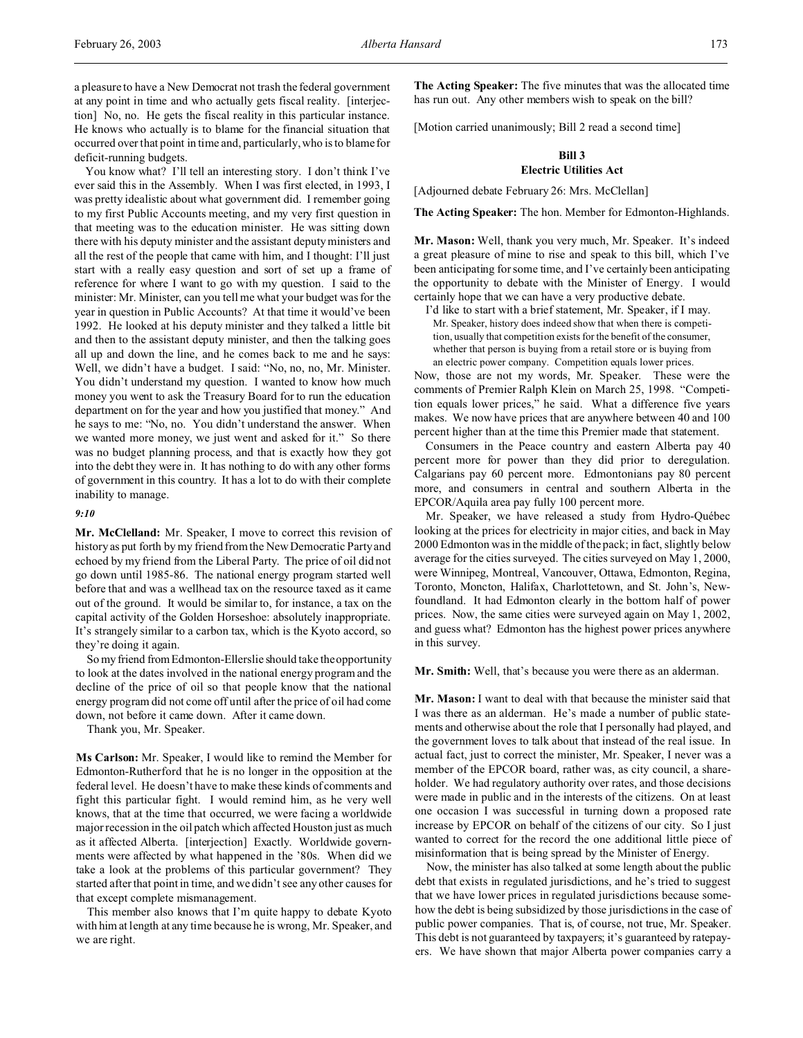a pleasure to have a New Democrat not trash the federal government at any point in time and who actually gets fiscal reality. [interjection] No, no. He gets the fiscal reality in this particular instance. He knows who actually is to blame for the financial situation that occurred over that point in time and, particularly, who is to blame for deficit-running budgets.

You know what? I'll tell an interesting story. I don't think I've ever said this in the Assembly. When I was first elected, in 1993, I was pretty idealistic about what government did. I remember going to my first Public Accounts meeting, and my very first question in that meeting was to the education minister. He was sitting down there with his deputy minister and the assistant deputy ministers and all the rest of the people that came with him, and I thought: I'll just start with a really easy question and sort of set up a frame of reference for where I want to go with my question. I said to the minister: Mr. Minister, can you tell me what your budget was for the year in question in Public Accounts? At that time it would've been 1992. He looked at his deputy minister and they talked a little bit and then to the assistant deputy minister, and then the talking goes all up and down the line, and he comes back to me and he says: Well, we didn't have a budget. I said: "No, no, no, Mr. Minister. You didn't understand my question. I wanted to know how much money you went to ask the Treasury Board for to run the education department on for the year and how you justified that money." And he says to me: "No, no. You didn't understand the answer. When we wanted more money, we just went and asked for it." So there was no budget planning process, and that is exactly how they got into the debt they were in. It has nothing to do with any other forms of government in this country. It has a lot to do with their complete inability to manage.

*9:10*

**Mr. McClelland:** Mr. Speaker, I move to correct this revision of history as put forth by my friend from the New Democratic Party and echoed by my friend from the Liberal Party. The price of oil did not go down until 1985-86. The national energy program started well before that and was a wellhead tax on the resource taxed as it came out of the ground. It would be similar to, for instance, a tax on the capital activity of the Golden Horseshoe: absolutely inappropriate. It's strangely similar to a carbon tax, which is the Kyoto accord, so they're doing it again.

So my friend from Edmonton-Ellerslie should take the opportunity to look at the dates involved in the national energy program and the decline of the price of oil so that people know that the national energy program did not come off until after the price of oil had come down, not before it came down. After it came down.

Thank you, Mr. Speaker.

**Ms Carlson:** Mr. Speaker, I would like to remind the Member for Edmonton-Rutherford that he is no longer in the opposition at the federal level. He doesn't have to make these kinds of comments and fight this particular fight. I would remind him, as he very well knows, that at the time that occurred, we were facing a worldwide major recession in the oil patch which affected Houston just as much as it affected Alberta. [interjection] Exactly. Worldwide governments were affected by what happened in the '80s. When did we take a look at the problems of this particular government? They started after that point in time, and we didn't see any other causes for that except complete mismanagement.

This member also knows that I'm quite happy to debate Kyoto with him at length at any time because he is wrong, Mr. Speaker, and we are right.

**The Acting Speaker:** The five minutes that was the allocated time has run out. Any other members wish to speak on the bill?

[Motion carried unanimously; Bill 2 read a second time]

### Bill 3
### Electric Utilities Act

[Adjourned debate February 26: Mrs. McClellan]

**The Acting Speaker:** The hon. Member for Edmonton-Highlands.

**Mr. Mason:** Well, thank you very much, Mr. Speaker. It's indeed a great pleasure of mine to rise and speak to this bill, which I've been anticipating for some time, and I've certainly been anticipating the opportunity to debate with the Minister of Energy. I would certainly hope that we can have a very productive debate.

I'd like to start with a brief statement, Mr. Speaker, if I may.

> Mr. Speaker, history does indeed show that when there is competition, usually that competition exists for the benefit of the consumer, whether that person is buying from a retail store or is buying from an electric power company. Competition equals lower prices.

Now, those are not my words, Mr. Speaker. These were the comments of Premier Ralph Klein on March 25, 1998. "Competition equals lower prices," he said. What a difference five years makes. We now have prices that are anywhere between 40 and 100 percent higher than at the time this Premier made that statement.

Consumers in the Peace country and eastern Alberta pay 40 percent more for power than they did prior to deregulation. Calgarians pay 60 percent more. Edmontonians pay 80 percent more, and consumers in central and southern Alberta in the EPCOR/Aquila area pay fully 100 percent more.

Mr. Speaker, we have released a study from Hydro-Québec looking at the prices for electricity in major cities, and back in May 2000 Edmonton was in the middle of the pack; in fact, slightly below average for the cities surveyed. The cities surveyed on May 1, 2000, were Winnipeg, Montreal, Vancouver, Ottawa, Edmonton, Regina, Toronto, Moncton, Halifax, Charlottetown, and St. John's, Newfoundland. It had Edmonton clearly in the bottom half of power prices. Now, the same cities were surveyed again on May 1, 2002, and guess what? Edmonton has the highest power prices anywhere in this survey.

**Mr. Smith:** Well, that's because you were there as an alderman.

**Mr. Mason:** I want to deal with that because the minister said that I was there as an alderman. He's made a number of public statements and otherwise about the role that I personally had played, and the government loves to talk about that instead of the real issue. In actual fact, just to correct the minister, Mr. Speaker, I never was a member of the EPCOR board, rather was, as city council, a shareholder. We had regulatory authority over rates, and those decisions were made in public and in the interests of the citizens. On at least one occasion I was successful in turning down a proposed rate increase by EPCOR on behalf of the citizens of our city. So I just wanted to correct for the record the one additional little piece of misinformation that is being spread by the Minister of Energy.

Now, the minister has also talked at some length about the public debt that exists in regulated jurisdictions, and he's tried to suggest that we have lower prices in regulated jurisdictions because somehow the debt is being subsidized by those jurisdictions in the case of public power companies. That is, of course, not true, Mr. Speaker. This debt is not guaranteed by taxpayers; it's guaranteed by ratepayers. We have shown that major Alberta power companies carry a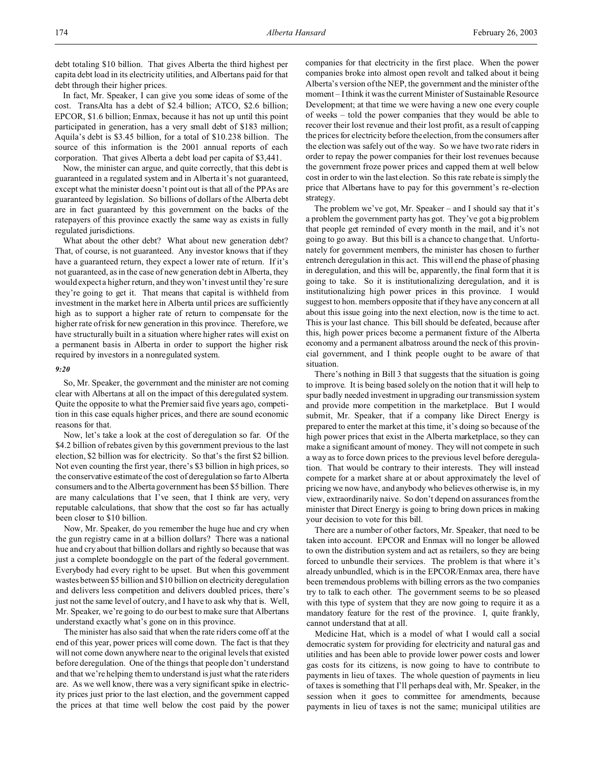debt totaling $10 billion. That gives Alberta the third highest per capita debt load in its electricity utilities, and Albertans paid for that debt through their higher prices.

In fact, Mr. Speaker, I can give you some ideas of some of the cost. TransAlta has a debt of $2.4 billion; ATCO, $2.6 billion; EPCOR, $1.6 billion; Enmax, because it has not up until this point participated in generation, has a very small debt of $183 million; Aquila's debt is $3.45 billion, for a total of $10.238 billion. The source of this information is the 2001 annual reports of each corporation. That gives Alberta a debt load per capita of $3,441.

Now, the minister can argue, and quite correctly, that this debt is guaranteed in a regulated system and in Alberta it's not guaranteed, except what the minister doesn't point out is that all of the PPAs are guaranteed by legislation. So billions of dollars of the Alberta debt are in fact guaranteed by this government on the backs of the ratepayers of this province exactly the same way as exists in fully regulated jurisdictions.

What about the other debt? What about new generation debt? That, of course, is not guaranteed. Any investor knows that if they have a guaranteed return, they expect a lower rate of return. If it's not guaranteed, as in the case of new generation debt in Alberta, they would expect a higher return, and they won't invest until they're sure they're going to get it. That means that capital is withheld from investment in the market here in Alberta until prices are sufficiently high as to support a higher rate of return to compensate for the higher rate of risk for new generation in this province. Therefore, we have structurally built in a situation where higher rates will exist on a permanent basis in Alberta in order to support the higher risk required by investors in a nonregulated system.

*9:20*

So, Mr. Speaker, the government and the minister are not coming clear with Albertans at all on the impact of this deregulated system. Quite the opposite to what the Premier said five years ago, competition in this case equals higher prices, and there are sound economic reasons for that.

Now, let's take a look at the cost of deregulation so far. Of the $4.2 billion of rebates given by this government previous to the last election, $2 billion was for electricity. So that's the first $2 billion. Not even counting the first year, there's $3 billion in high prices, so the conservative estimate of the cost of deregulation so far to Alberta consumers and to the Alberta government has been $5 billion. There are many calculations that I've seen, that I think are very, very reputable calculations, that show that the cost so far has actually been closer to $10 billion.

Now, Mr. Speaker, do you remember the huge hue and cry when the gun registry came in at a billion dollars? There was a national hue and cry about that billion dollars and rightly so because that was just a complete boondoggle on the part of the federal government. Everybody had every right to be upset. But when this government wastes between $5 billion and $10 billion on electricity deregulation and delivers less competition and delivers doubled prices, there's just not the same level of outcry, and I have to ask why that is. Well, Mr. Speaker, we're going to do our best to make sure that Albertans understand exactly what's gone on in this province.

The minister has also said that when the rate riders come off at the end of this year, power prices will come down. The fact is that they will not come down anywhere near to the original levels that existed before deregulation. One of the things that people don't understand and that we're helping them to understand is just what the rate riders are. As we well know, there was a very significant spike in electricity prices just prior to the last election, and the government capped the prices at that time well below the cost paid by the power companies for that electricity in the first place. When the power companies broke into almost open revolt and talked about it being Alberta's version of the NEP, the government and the minister of the moment – I think it was the current Minister of Sustainable Resource Development; at that time we were having a new one every couple of weeks – told the power companies that they would be able to recover their lost revenue and their lost profit, as a result of capping the prices for electricity before the election, from the consumers after the election was safely out of the way. So we have two rate riders in order to repay the power companies for their lost revenues because the government froze power prices and capped them at well below cost in order to win the last election. So this rate rebate is simply the price that Albertans have to pay for this government's re-election strategy.

The problem we've got, Mr. Speaker – and I should say that it's a problem the government party has got. They've got a big problem that people get reminded of every month in the mail, and it's not going to go away. But this bill is a chance to change that. Unfortunately for government members, the minister has chosen to further entrench deregulation in this act. This will end the phase of phasing in deregulation, and this will be, apparently, the final form that it is going to take. So it is institutionalizing deregulation, and it is institutionalizing high power prices in this province. I would suggest to hon. members opposite that if they have any concern at all about this issue going into the next election, now is the time to act. This is your last chance. This bill should be defeated, because after this, high power prices become a permanent fixture of the Alberta economy and a permanent albatross around the neck of this provincial government, and I think people ought to be aware of that situation.

There's nothing in Bill 3 that suggests that the situation is going to improve. It is being based solely on the notion that it will help to spur badly needed investment in upgrading our transmission system and provide more competition in the marketplace. But I would submit, Mr. Speaker, that if a company like Direct Energy is prepared to enter the market at this time, it's doing so because of the high power prices that exist in the Alberta marketplace, so they can make a significant amount of money. They will not compete in such a way as to force down prices to the previous level before deregulation. That would be contrary to their interests. They will instead compete for a market share at or about approximately the level of pricing we now have, and anybody who believes otherwise is, in my view, extraordinarily naive. So don't depend on assurances from the minister that Direct Energy is going to bring down prices in making your decision to vote for this bill.

There are a number of other factors, Mr. Speaker, that need to be taken into account. EPCOR and Enmax will no longer be allowed to own the distribution system and act as retailers, so they are being forced to unbundle their services. The problem is that where it's already unbundled, which is in the EPCOR/Enmax area, there have been tremendous problems with billing errors as the two companies try to talk to each other. The government seems to be so pleased with this type of system that they are now going to require it as a mandatory feature for the rest of the province. I, quite frankly, cannot understand that at all.

Medicine Hat, which is a model of what I would call a social democratic system for providing for electricity and natural gas and utilities and has been able to provide lower power costs and lower gas costs for its citizens, is now going to have to contribute to payments in lieu of taxes. The whole question of payments in lieu of taxes is something that I'll perhaps deal with, Mr. Speaker, in the session when it goes to committee for amendments, because payments in lieu of taxes is not the same; municipal utilities are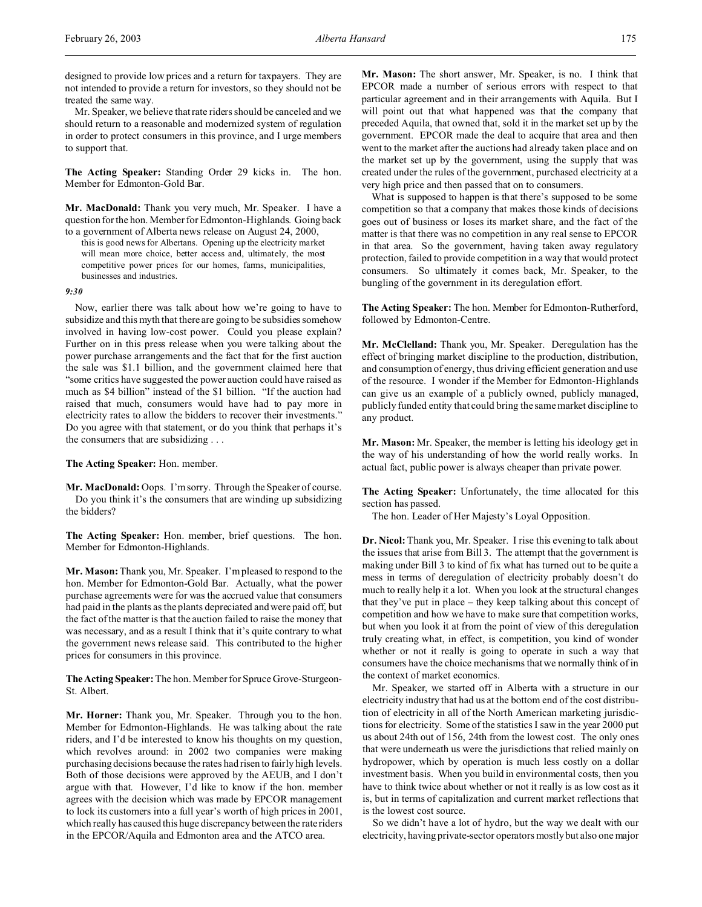designed to provide low prices and a return for taxpayers. They are not intended to provide a return for investors, so they should not be treated the same way.

Mr. Speaker, we believe that rate riders should be canceled and we should return to a reasonable and modernized system of regulation in order to protect consumers in this province, and I urge members to support that.

**The Acting Speaker:** Standing Order 29 kicks in. The hon. Member for Edmonton-Gold Bar.

**Mr. MacDonald:** Thank you very much, Mr. Speaker. I have a question for the hon. Member for Edmonton-Highlands. Going back to a government of Alberta news release on August 24, 2000,

> this is good news for Albertans. Opening up the electricity market will mean more choice, better access and, ultimately, the most competitive power prices for our homes, farms, municipalities, businesses and industries.

*9:30*

Now, earlier there was talk about how we're going to have to subsidize and this myth that there are going to be subsidies somehow involved in having low-cost power. Could you please explain? Further on in this press release when you were talking about the power purchase arrangements and the fact that for the first auction the sale was $1.1 billion, and the government claimed here that "some critics have suggested the power auction could have raised as much as $4 billion" instead of the $1 billion. "If the auction had raised that much, consumers would have had to pay more in electricity rates to allow the bidders to recover their investments." Do you agree with that statement, or do you think that perhaps it's the consumers that are subsidizing . . .

**The Acting Speaker:** Hon. member.

**Mr. MacDonald:** Oops. I'm sorry. Through the Speaker of course.

Do you think it's the consumers that are winding up subsidizing the bidders?

**The Acting Speaker:** Hon. member, brief questions. The hon. Member for Edmonton-Highlands.

**Mr. Mason:** Thank you, Mr. Speaker. I'm pleased to respond to the hon. Member for Edmonton-Gold Bar. Actually, what the power purchase agreements were for was the accrued value that consumers had paid in the plants as the plants depreciated and were paid off, but the fact of the matter is that the auction failed to raise the money that was necessary, and as a result I think that it's quite contrary to what the government news release said. This contributed to the higher prices for consumers in this province.

**The Acting Speaker:** The hon. Member for Spruce Grove-Sturgeon-St. Albert.

**Mr. Horner:** Thank you, Mr. Speaker. Through you to the hon. Member for Edmonton-Highlands. He was talking about the rate riders, and I'd be interested to know his thoughts on my question, which revolves around: in 2002 two companies were making purchasing decisions because the rates had risen to fairly high levels. Both of those decisions were approved by the AEUB, and I don't argue with that. However, I'd like to know if the hon. member agrees with the decision which was made by EPCOR management to lock its customers into a full year's worth of high prices in 2001, which really has caused this huge discrepancy between the rate riders in the EPCOR/Aquila and Edmonton area and the ATCO area.

**Mr. Mason:** The short answer, Mr. Speaker, is no. I think that EPCOR made a number of serious errors with respect to that particular agreement and in their arrangements with Aquila. But I will point out that what happened was that the company that preceded Aquila, that owned that, sold it in the market set up by the government. EPCOR made the deal to acquire that area and then went to the market after the auctions had already taken place and on the market set up by the government, using the supply that was created under the rules of the government, purchased electricity at a very high price and then passed that on to consumers.

What is supposed to happen is that there's supposed to be some competition so that a company that makes those kinds of decisions goes out of business or loses its market share, and the fact of the matter is that there was no competition in any real sense to EPCOR in that area. So the government, having taken away regulatory protection, failed to provide competition in a way that would protect consumers. So ultimately it comes back, Mr. Speaker, to the bungling of the government in its deregulation effort.

**The Acting Speaker:** The hon. Member for Edmonton-Rutherford, followed by Edmonton-Centre.

**Mr. McClelland:** Thank you, Mr. Speaker. Deregulation has the effect of bringing market discipline to the production, distribution, and consumption of energy, thus driving efficient generation and use of the resource. I wonder if the Member for Edmonton-Highlands can give us an example of a publicly owned, publicly managed, publicly funded entity that could bring the same market discipline to any product.

**Mr. Mason:** Mr. Speaker, the member is letting his ideology get in the way of his understanding of how the world really works. In actual fact, public power is always cheaper than private power.

**The Acting Speaker:** Unfortunately, the time allocated for this section has passed.

The hon. Leader of Her Majesty's Loyal Opposition.

**Dr. Nicol:** Thank you, Mr. Speaker. I rise this evening to talk about the issues that arise from Bill 3. The attempt that the government is making under Bill 3 to kind of fix what has turned out to be quite a mess in terms of deregulation of electricity probably doesn't do much to really help it a lot. When you look at the structural changes that they've put in place – they keep talking about this concept of competition and how we have to make sure that competition works, but when you look it at from the point of view of this deregulation truly creating what, in effect, is competition, you kind of wonder whether or not it really is going to operate in such a way that consumers have the choice mechanisms that we normally think of in the context of market economics.

Mr. Speaker, we started off in Alberta with a structure in our electricity industry that had us at the bottom end of the cost distribution of electricity in all of the North American marketing jurisdictions for electricity. Some of the statistics I saw in the year 2000 put us about 24th out of 156, 24th from the lowest cost. The only ones that were underneath us were the jurisdictions that relied mainly on hydropower, which by operation is much less costly on a dollar investment basis. When you build in environmental costs, then you have to think twice about whether or not it really is as low cost as it is, but in terms of capitalization and current market reflections that is the lowest cost source.

So we didn't have a lot of hydro, but the way we dealt with our electricity, having private-sector operators mostly but also one major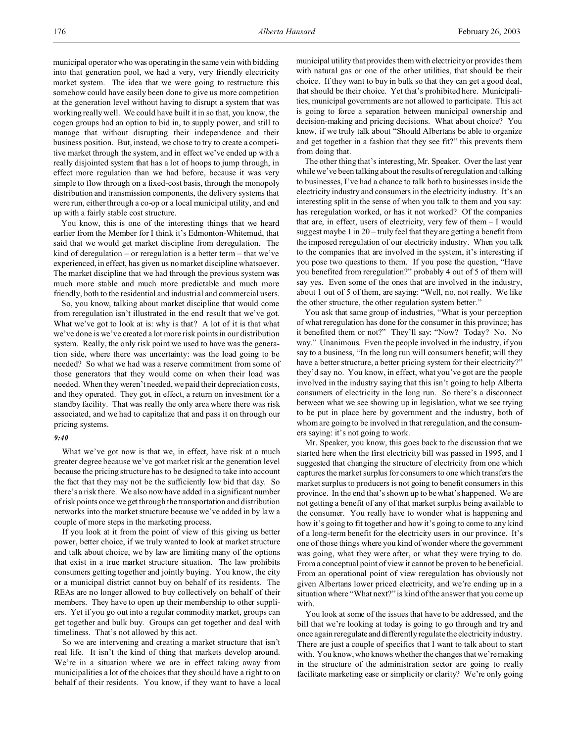municipal operator who was operating in the same vein with bidding into that generation pool, we had a very, very friendly electricity market system. The idea that we were going to restructure this somehow could have easily been done to give us more competition at the generation level without having to disrupt a system that was working really well. We could have built it in so that, you know, the cogen groups had an option to bid in, to supply power, and still to manage that without disrupting their independence and their business position. But, instead, we chose to try to create a competitive market through the system, and in effect we've ended up with a really disjointed system that has a lot of hoops to jump through, in effect more regulation than we had before, because it was very simple to flow through on a fixed-cost basis, through the monopoly distribution and transmission components, the delivery systems that were run, either through a co-op or a local municipal utility, and end up with a fairly stable cost structure.

You know, this is one of the interesting things that we heard earlier from the Member for I think it's Edmonton-Whitemud, that said that we would get market discipline from deregulation. The kind of deregulation – or reregulation is a better term – that we've experienced, in effect, has given us no market discipline whatsoever. The market discipline that we had through the previous system was much more stable and much more predictable and much more friendly, both to the residential and industrial and commercial users.

So, you know, talking about market discipline that would come from reregulation isn't illustrated in the end result that we've got. What we've got to look at is: why is that? A lot of it is that what we've done is we've created a lot more risk points in our distribution system. Really, the only risk point we used to have was the generation side, where there was uncertainty: was the load going to be needed? So what we had was a reserve commitment from some of those generators that they would come on when their load was needed. When they weren't needed, we paid their depreciation costs, and they operated. They got, in effect, a return on investment for a standby facility. That was really the only area where there was risk associated, and we had to capitalize that and pass it on through our pricing systems.

*9:40*

What we've got now is that we, in effect, have risk at a much greater degree because we've got market risk at the generation level because the pricing structure has to be designed to take into account the fact that they may not be the sufficiently low bid that day. So there's a risk there. We also now have added in a significant number of risk points once we get through the transportation and distribution networks into the market structure because we've added in by law a couple of more steps in the marketing process.

If you look at it from the point of view of this giving us better power, better choice, if we truly wanted to look at market structure and talk about choice, we by law are limiting many of the options that exist in a true market structure situation. The law prohibits consumers getting together and jointly buying. You know, the city or a municipal district cannot buy on behalf of its residents. The REAs are no longer allowed to buy collectively on behalf of their members. They have to open up their membership to other suppliers. Yet if you go out into a regular commodity market, groups can get together and bulk buy. Groups can get together and deal with timeliness. That's not allowed by this act.

So we are intervening and creating a market structure that isn't real life. It isn't the kind of thing that markets develop around. We're in a situation where we are in effect taking away from municipalities a lot of the choices that they should have a right to on behalf of their residents. You know, if they want to have a local municipal utility that provides them with electricity or provides them with natural gas or one of the other utilities, that should be their choice. If they want to buy in bulk so that they can get a good deal, that should be their choice. Yet that's prohibited here. Municipalities, municipal governments are not allowed to participate. This act is going to force a separation between municipal ownership and decision-making and pricing decisions. What about choice? You know, if we truly talk about "Should Albertans be able to organize and get together in a fashion that they see fit?" this prevents them from doing that.

The other thing that's interesting, Mr. Speaker. Over the last year while we've been talking about the results of reregulation and talking to businesses, I've had a chance to talk both to businesses inside the electricity industry and consumers in the electricity industry. It's an interesting split in the sense of when you talk to them and you say: has reregulation worked, or has it not worked? Of the companies that are, in effect, users of electricity, very few of them – I would suggest maybe 1 in 20 – truly feel that they are getting a benefit from the imposed reregulation of our electricity industry. When you talk to the companies that are involved in the system, it's interesting if you pose two questions to them. If you pose the question, "Have you benefited from reregulation?" probably 4 out of 5 of them will say yes. Even some of the ones that are involved in the industry, about 1 out of 5 of them, are saying: "Well, no, not really. We like the other structure, the other regulation system better."

You ask that same group of industries, "What is your perception of what reregulation has done for the consumer in this province; has it benefited them or not?" They'll say: "Now? Today? No. No way." Unanimous. Even the people involved in the industry, if you say to a business, "In the long run will consumers benefit; will they have a better structure, a better pricing system for their electricity?" they'd say no. You know, in effect, what you've got are the people involved in the industry saying that this isn't going to help Alberta consumers of electricity in the long run. So there's a disconnect between what we see showing up in legislation, what we see trying to be put in place here by government and the industry, both of whom are going to be involved in that reregulation, and the consumers saying: it's not going to work.

Mr. Speaker, you know, this goes back to the discussion that we started here when the first electricity bill was passed in 1995, and I suggested that changing the structure of electricity from one which captures the market surplus for consumers to one which transfers the market surplus to producers is not going to benefit consumers in this province. In the end that's shown up to be what's happened. We are not getting a benefit of any of that market surplus being available to the consumer. You really have to wonder what is happening and how it's going to fit together and how it's going to come to any kind of a long-term benefit for the electricity users in our province. It's one of those things where you kind of wonder where the government was going, what they were after, or what they were trying to do. From a conceptual point of view it cannot be proven to be beneficial. From an operational point of view reregulation has obviously not given Albertans lower priced electricity, and we're ending up in a situation where "What next?" is kind of the answer that you come up with.

You look at some of the issues that have to be addressed, and the bill that we're looking at today is going to go through and try and once again reregulate and differently regulate the electricity industry. There are just a couple of specifics that I want to talk about to start with. You know, who knows whether the changes that we're making in the structure of the administration sector are going to really facilitate marketing ease or simplicity or clarity? We're only going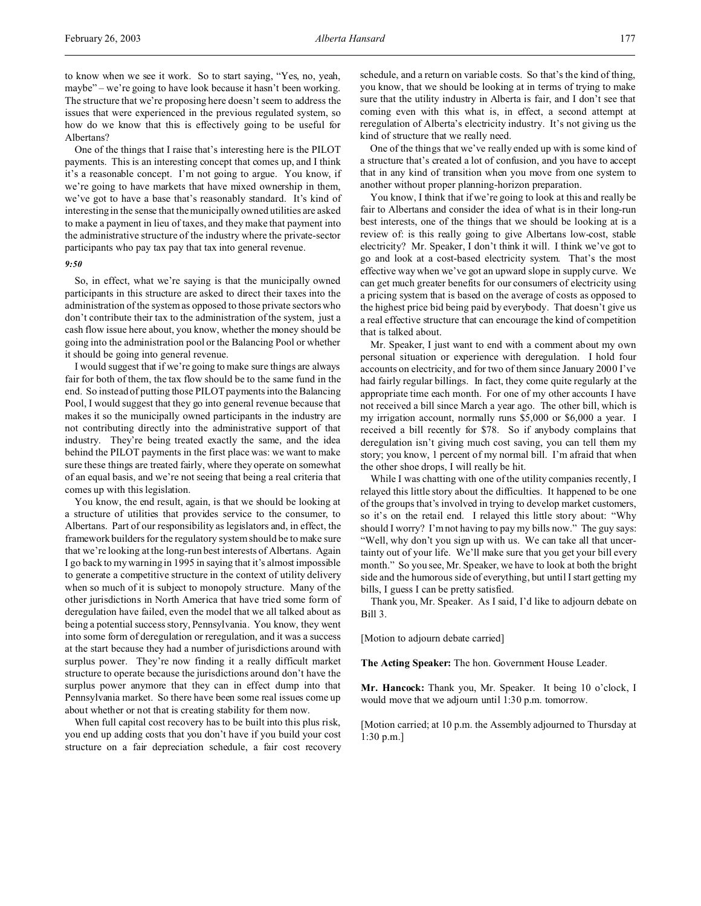to know when we see it work. So to start saying, "Yes, no, yeah, maybe" – we're going to have look because it hasn't been working. The structure that we're proposing here doesn't seem to address the issues that were experienced in the previous regulated system, so how do we know that this is effectively going to be useful for Albertans?

One of the things that I raise that's interesting here is the PILOT payments. This is an interesting concept that comes up, and I think it's a reasonable concept. I'm not going to argue. You know, if we're going to have markets that have mixed ownership in them, we've got to have a base that's reasonably standard. It's kind of interesting in the sense that the municipally owned utilities are asked to make a payment in lieu of taxes, and they make that payment into the administrative structure of the industry where the private-sector participants who pay tax pay that tax into general revenue.

*9:50*

So, in effect, what we're saying is that the municipally owned participants in this structure are asked to direct their taxes into the administration of the system as opposed to those private sectors who don't contribute their tax to the administration of the system, just a cash flow issue here about, you know, whether the money should be going into the administration pool or the Balancing Pool or whether it should be going into general revenue.

I would suggest that if we're going to make sure things are always fair for both of them, the tax flow should be to the same fund in the end. So instead of putting those PILOT payments into the Balancing Pool, I would suggest that they go into general revenue because that makes it so the municipally owned participants in the industry are not contributing directly into the administrative support of that industry. They're being treated exactly the same, and the idea behind the PILOT payments in the first place was: we want to make sure these things are treated fairly, where they operate on somewhat of an equal basis, and we're not seeing that being a real criteria that comes up with this legislation.

You know, the end result, again, is that we should be looking at a structure of utilities that provides service to the consumer, to Albertans. Part of our responsibility as legislators and, in effect, the framework builders for the regulatory system should be to make sure that we're looking at the long-run best interests of Albertans. Again I go back to my warning in 1995 in saying that it's almost impossible to generate a competitive structure in the context of utility delivery when so much of it is subject to monopoly structure. Many of the other jurisdictions in North America that have tried some form of deregulation have failed, even the model that we all talked about as being a potential success story, Pennsylvania. You know, they went into some form of deregulation or reregulation, and it was a success at the start because they had a number of jurisdictions around with surplus power. They're now finding it a really difficult market structure to operate because the jurisdictions around don't have the surplus power anymore that they can in effect dump into that Pennsylvania market. So there have been some real issues come up about whether or not that is creating stability for them now.

When full capital cost recovery has to be built into this plus risk, you end up adding costs that you don't have if you build your cost structure on a fair depreciation schedule, a fair cost recovery schedule, and a return on variable costs. So that's the kind of thing, you know, that we should be looking at in terms of trying to make sure that the utility industry in Alberta is fair, and I don't see that coming even with this what is, in effect, a second attempt at reregulation of Alberta's electricity industry. It's not giving us the kind of structure that we really need.

One of the things that we've really ended up with is some kind of a structure that's created a lot of confusion, and you have to accept that in any kind of transition when you move from one system to another without proper planning-horizon preparation.

You know, I think that if we're going to look at this and really be fair to Albertans and consider the idea of what is in their long-run best interests, one of the things that we should be looking at is a review of: is this really going to give Albertans low-cost, stable electricity? Mr. Speaker, I don't think it will. I think we've got to go and look at a cost-based electricity system. That's the most effective way when we've got an upward slope in supply curve. We can get much greater benefits for our consumers of electricity using a pricing system that is based on the average of costs as opposed to the highest price bid being paid by everybody. That doesn't give us a real effective structure that can encourage the kind of competition that is talked about.

Mr. Speaker, I just want to end with a comment about my own personal situation or experience with deregulation. I hold four accounts on electricity, and for two of them since January 2000 I've had fairly regular billings. In fact, they come quite regularly at the appropriate time each month. For one of my other accounts I have not received a bill since March a year ago. The other bill, which is my irrigation account, normally runs $5,000 or $6,000 a year. I received a bill recently for $78. So if anybody complains that deregulation isn't giving much cost saving, you can tell them my story; you know, 1 percent of my normal bill. I'm afraid that when the other shoe drops, I will really be hit.

While I was chatting with one of the utility companies recently, I relayed this little story about the difficulties. It happened to be one of the groups that's involved in trying to develop market customers, so it's on the retail end. I relayed this little story about: "Why should I worry? I'm not having to pay my bills now." The guy says: "Well, why don't you sign up with us. We can take all that uncertainty out of your life. We'll make sure that you get your bill every month." So you see, Mr. Speaker, we have to look at both the bright side and the humorous side of everything, but until I start getting my bills, I guess I can be pretty satisfied.

Thank you, Mr. Speaker. As I said, I'd like to adjourn debate on Bill 3.

[Motion to adjourn debate carried]

**The Acting Speaker:** The hon. Government House Leader.

**Mr. Hancock:** Thank you, Mr. Speaker. It being 10 o'clock, I would move that we adjourn until 1:30 p.m. tomorrow.

[Motion carried; at 10 p.m. the Assembly adjourned to Thursday at 1:30 p.m.]